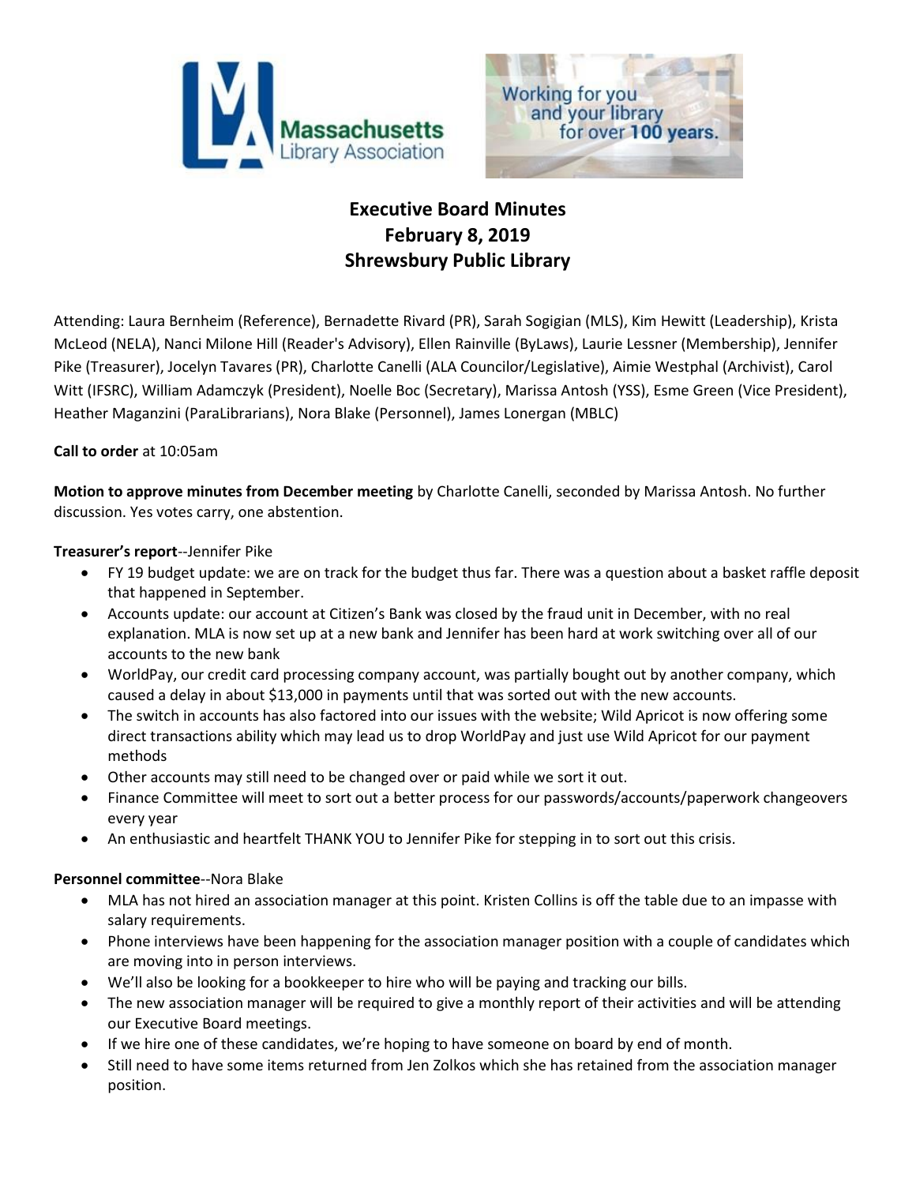# Executive Board Minutes
# February 8, 2019
# Shrewsbury Public Library

Attending: Laura Bernheim (Reference), Bernadette Rivard (PR), Sarah Sogigian (MLS), Kim Hewitt (Leadership), Krista McLeod (NELA), Nanci Milone Hill (Reader's Advisory), Ellen Rainville (ByLaws), Laurie Lessner (Membership), Jennifer Pike (Treasurer), Jocelyn Tavares (PR), Charlotte Canelli (ALA Councilor/Legislative), Aimie Westphal (Archivist), Carol Witt (IFSRC), William Adamczyk (President), Noelle Boc (Secretary), Marissa Antosh (YSS), Esme Green (Vice President), Heather Maganzini (ParaLibrarians), Nora Blake (Personnel), James Lonergan (MBLC)

**Call to order** at 10:05am

**Motion to approve minutes from December meeting** by Charlotte Canelli, seconded by Marissa Antosh. No further discussion. Yes votes carry, one abstention.

**Treasurer's report**--Jennifer Pike

- FY 19 budget update: we are on track for the budget thus far. There was a question about a basket raffle deposit that happened in September.
- Accounts update: our account at Citizen's Bank was closed by the fraud unit in December, with no real explanation. MLA is now set up at a new bank and Jennifer has been hard at work switching over all of our accounts to the new bank
- WorldPay, our credit card processing company account, was partially bought out by another company, which caused a delay in about $13,000 in payments until that was sorted out with the new accounts.
- The switch in accounts has also factored into our issues with the website; Wild Apricot is now offering some direct transactions ability which may lead us to drop WorldPay and just use Wild Apricot for our payment methods
- Other accounts may still need to be changed over or paid while we sort it out.
- Finance Committee will meet to sort out a better process for our passwords/accounts/paperwork changeovers every year
- An enthusiastic and heartfelt THANK YOU to Jennifer Pike for stepping in to sort out this crisis.

**Personnel committee**--Nora Blake

- MLA has not hired an association manager at this point. Kristen Collins is off the table due to an impasse with salary requirements.
- Phone interviews have been happening for the association manager position with a couple of candidates which are moving into in person interviews.
- We'll also be looking for a bookkeeper to hire who will be paying and tracking our bills.
- The new association manager will be required to give a monthly report of their activities and will be attending our Executive Board meetings.
- If we hire one of these candidates, we're hoping to have someone on board by end of month.
- Still need to have some items returned from Jen Zolkos which she has retained from the association manager position.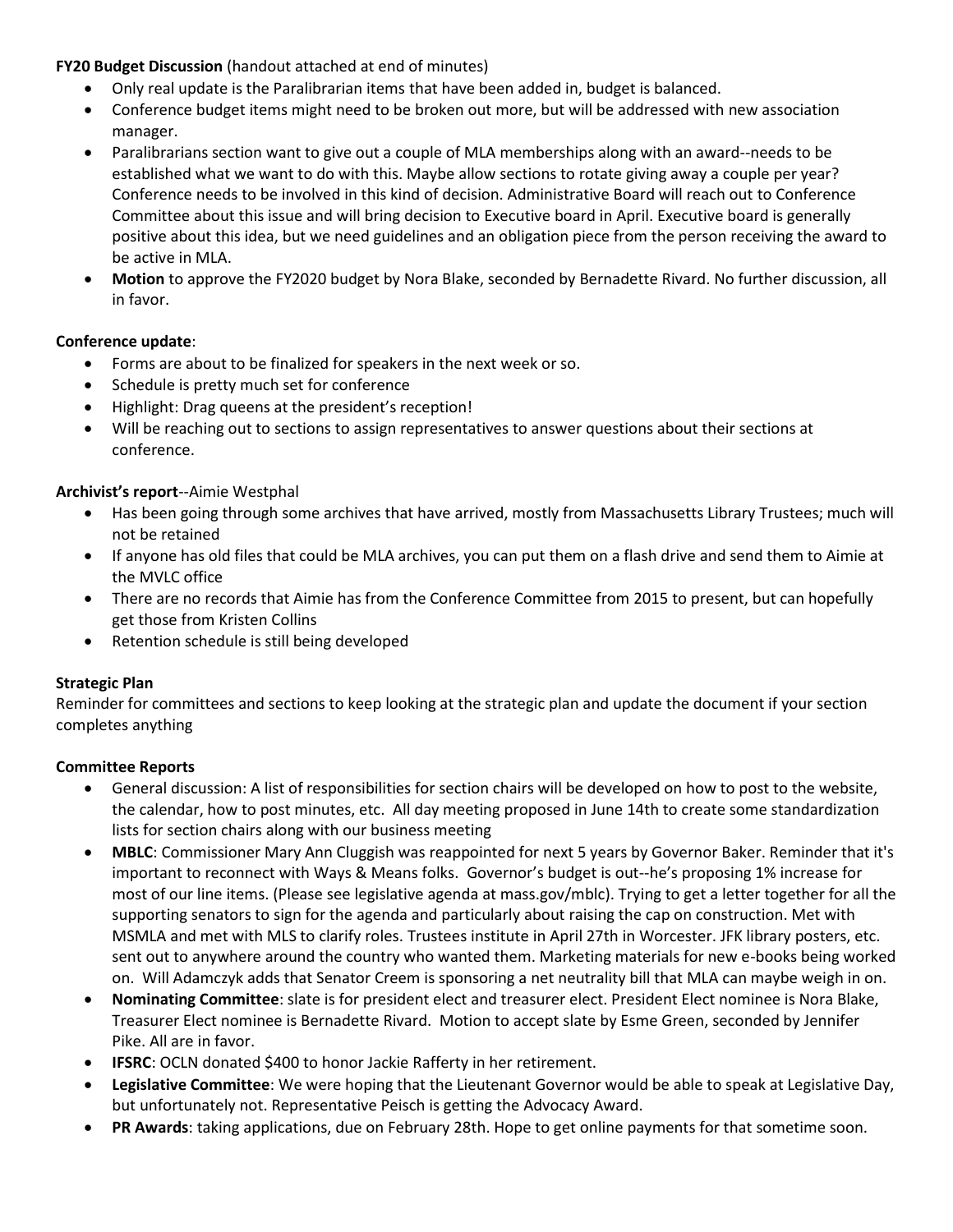**FY20 Budget Discussion** (handout attached at end of minutes)

- Only real update is the Paralibrarian items that have been added in, budget is balanced.
- Conference budget items might need to be broken out more, but will be addressed with new association manager.
- Paralibrarians section want to give out a couple of MLA memberships along with an award--needs to be established what we want to do with this. Maybe allow sections to rotate giving away a couple per year? Conference needs to be involved in this kind of decision. Administrative Board will reach out to Conference Committee about this issue and will bring decision to Executive board in April. Executive board is generally positive about this idea, but we need guidelines and an obligation piece from the person receiving the award to be active in MLA.
- **Motion** to approve the FY2020 budget by Nora Blake, seconded by Bernadette Rivard. No further discussion, all in favor.

**Conference update**:

- Forms are about to be finalized for speakers in the next week or so.
- Schedule is pretty much set for conference
- Highlight: Drag queens at the president's reception!
- Will be reaching out to sections to assign representatives to answer questions about their sections at conference.

**Archivist's report**--Aimie Westphal

- Has been going through some archives that have arrived, mostly from Massachusetts Library Trustees; much will not be retained
- If anyone has old files that could be MLA archives, you can put them on a flash drive and send them to Aimie at the MVLC office
- There are no records that Aimie has from the Conference Committee from 2015 to present, but can hopefully get those from Kristen Collins
- Retention schedule is still being developed

**Strategic Plan**

Reminder for committees and sections to keep looking at the strategic plan and update the document if your section completes anything

**Committee Reports**

- General discussion: A list of responsibilities for section chairs will be developed on how to post to the website, the calendar, how to post minutes, etc. All day meeting proposed in June 14th to create some standardization lists for section chairs along with our business meeting
- **MBLC**: Commissioner Mary Ann Cluggish was reappointed for next 5 years by Governor Baker. Reminder that it's important to reconnect with Ways & Means folks. Governor's budget is out--he's proposing 1% increase for most of our line items. (Please see legislative agenda at mass.gov/mblc). Trying to get a letter together for all the supporting senators to sign for the agenda and particularly about raising the cap on construction. Met with MSMLA and met with MLS to clarify roles. Trustees institute in April 27th in Worcester. JFK library posters, etc. sent out to anywhere around the country who wanted them. Marketing materials for new e-books being worked on. Will Adamczyk adds that Senator Creem is sponsoring a net neutrality bill that MLA can maybe weigh in on.
- **Nominating Committee**: slate is for president elect and treasurer elect. President Elect nominee is Nora Blake, Treasurer Elect nominee is Bernadette Rivard. Motion to accept slate by Esme Green, seconded by Jennifer Pike. All are in favor.
- **IFSRC**: OCLN donated $400 to honor Jackie Rafferty in her retirement.
- **Legislative Committee**: We were hoping that the Lieutenant Governor would be able to speak at Legislative Day, but unfortunately not. Representative Peisch is getting the Advocacy Award.
- **PR Awards**: taking applications, due on February 28th. Hope to get online payments for that sometime soon.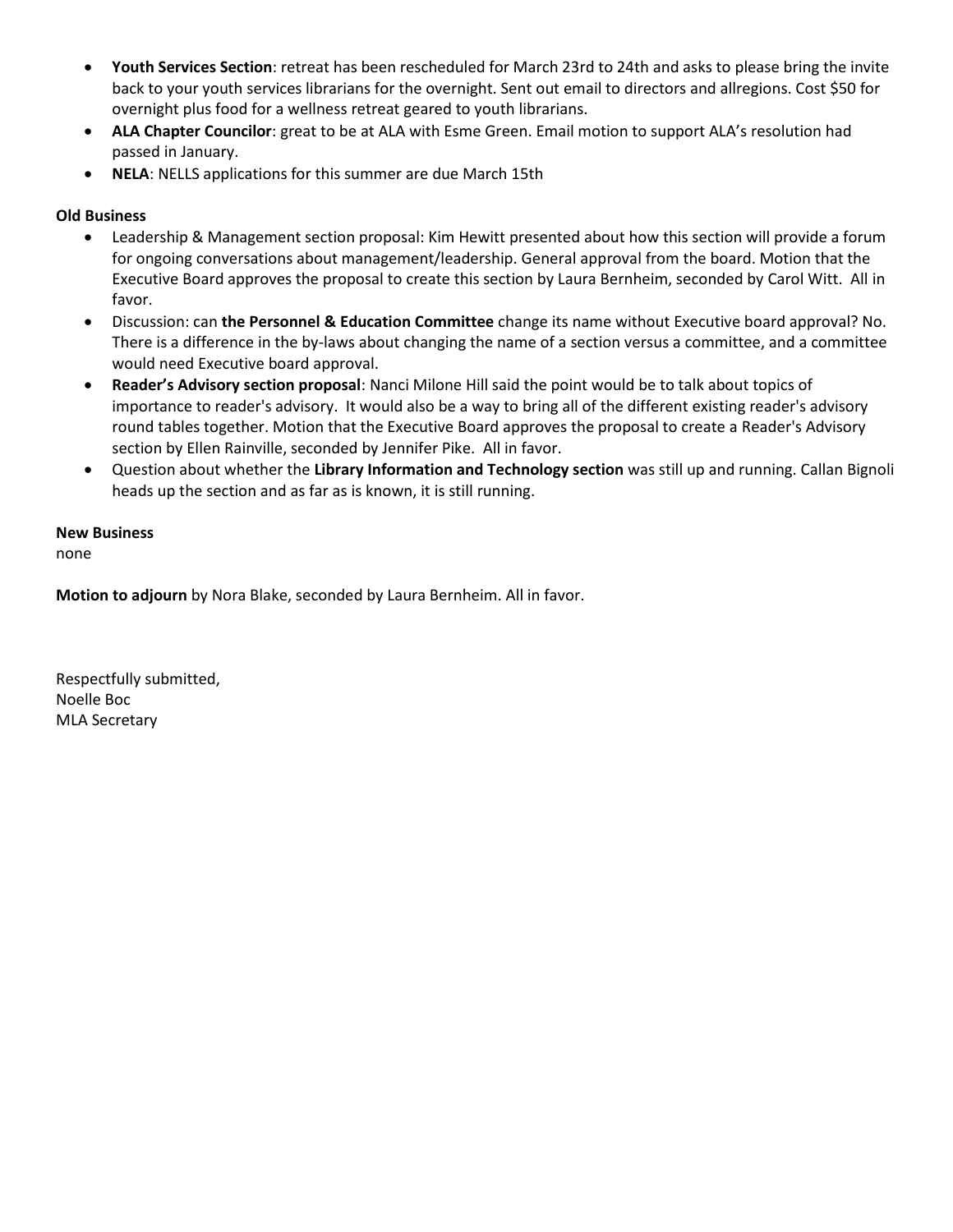- **Youth Services Section**: retreat has been rescheduled for March 23rd to 24th and asks to please bring the invite back to your youth services librarians for the overnight. Sent out email to directors and allregions. Cost $50 for overnight plus food for a wellness retreat geared to youth librarians.
- **ALA Chapter Councilor**: great to be at ALA with Esme Green. Email motion to support ALA's resolution had passed in January.
- **NELA**: NELLS applications for this summer are due March 15th

**Old Business**

- Leadership & Management section proposal: Kim Hewitt presented about how this section will provide a forum for ongoing conversations about management/leadership. General approval from the board. Motion that the Executive Board approves the proposal to create this section by Laura Bernheim, seconded by Carol Witt. All in favor.
- Discussion: can **the Personnel & Education Committee** change its name without Executive board approval? No. There is a difference in the by-laws about changing the name of a section versus a committee, and a committee would need Executive board approval.
- **Reader's Advisory section proposal**: Nanci Milone Hill said the point would be to talk about topics of importance to reader's advisory. It would also be a way to bring all of the different existing reader's advisory round tables together. Motion that the Executive Board approves the proposal to create a Reader's Advisory section by Ellen Rainville, seconded by Jennifer Pike. All in favor.
- Question about whether the **Library Information and Technology section** was still up and running. Callan Bignoli heads up the section and as far as is known, it is still running.

**New Business**

none

**Motion to adjourn** by Nora Blake, seconded by Laura Bernheim. All in favor.

Respectfully submitted,
Noelle Boc
MLA Secretary